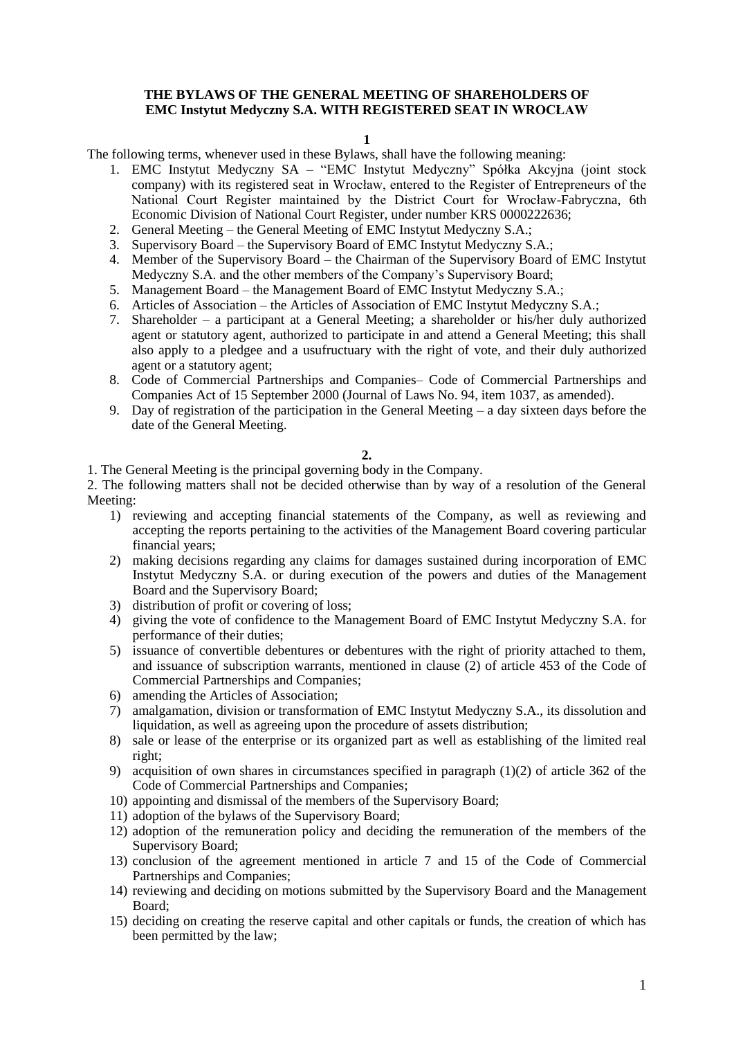**THE BYLAWS OF THE GENERAL MEETING OF SHAREHOLDERS OF EMC Instytut Medyczny S.A. WITH REGISTERED SEAT IN WROCŁAW**

**1**

The following terms, whenever used in these Bylaws, shall have the following meaning:

1. EMC Instytut Medyczny SA – "EMC Instytut Medyczny" Spółka Akcyjna (joint stock company) with its registered seat in Wrocław, entered to the Register of Entrepreneurs of the National Court Register maintained by the District Court for Wrocław-Fabryczna, 6th Economic Division of National Court Register, under number KRS 0000222636;
2. General Meeting – the General Meeting of EMC Instytut Medyczny S.A.;
3. Supervisory Board – the Supervisory Board of EMC Instytut Medyczny S.A.;
4. Member of the Supervisory Board – the Chairman of the Supervisory Board of EMC Instytut Medyczny S.A. and the other members of the Company's Supervisory Board;
5. Management Board – the Management Board of EMC Instytut Medyczny S.A.;
6. Articles of Association – the Articles of Association of EMC Instytut Medyczny S.A.;
7. Shareholder – a participant at a General Meeting; a shareholder or his/her duly authorized agent or statutory agent, authorized to participate in and attend a General Meeting; this shall also apply to a pledgee and a usufructuary with the right of vote, and their duly authorized agent or a statutory agent;
8. Code of Commercial Partnerships and Companies– Code of Commercial Partnerships and Companies Act of 15 September 2000 (Journal of Laws No. 94, item 1037, as amended).
9. Day of registration of the participation in the General Meeting – a day sixteen days before the date of the General Meeting.

**2.**

1. The General Meeting is the principal governing body in the Company.

2. The following matters shall not be decided otherwise than by way of a resolution of the General Meeting:

1) reviewing and accepting financial statements of the Company, as well as reviewing and accepting the reports pertaining to the activities of the Management Board covering particular financial years;
2) making decisions regarding any claims for damages sustained during incorporation of EMC Instytut Medyczny S.A. or during execution of the powers and duties of the Management Board and the Supervisory Board;
3) distribution of profit or covering of loss;
4) giving the vote of confidence to the Management Board of EMC Instytut Medyczny S.A. for performance of their duties;
5) issuance of convertible debentures or debentures with the right of priority attached to them, and issuance of subscription warrants, mentioned in clause (2) of article 453 of the Code of Commercial Partnerships and Companies;
6) amending the Articles of Association;
7) amalgamation, division or transformation of EMC Instytut Medyczny S.A., its dissolution and liquidation, as well as agreeing upon the procedure of assets distribution;
8) sale or lease of the enterprise or its organized part as well as establishing of the limited real right;
9) acquisition of own shares in circumstances specified in paragraph (1)(2) of article 362 of the Code of Commercial Partnerships and Companies;
10) appointing and dismissal of the members of the Supervisory Board;
11) adoption of the bylaws of the Supervisory Board;
12) adoption of the remuneration policy and deciding the remuneration of the members of the Supervisory Board;
13) conclusion of the agreement mentioned in article 7 and 15 of the Code of Commercial Partnerships and Companies;
14) reviewing and deciding on motions submitted by the Supervisory Board and the Management Board;
15) deciding on creating the reserve capital and other capitals or funds, the creation of which has been permitted by the law;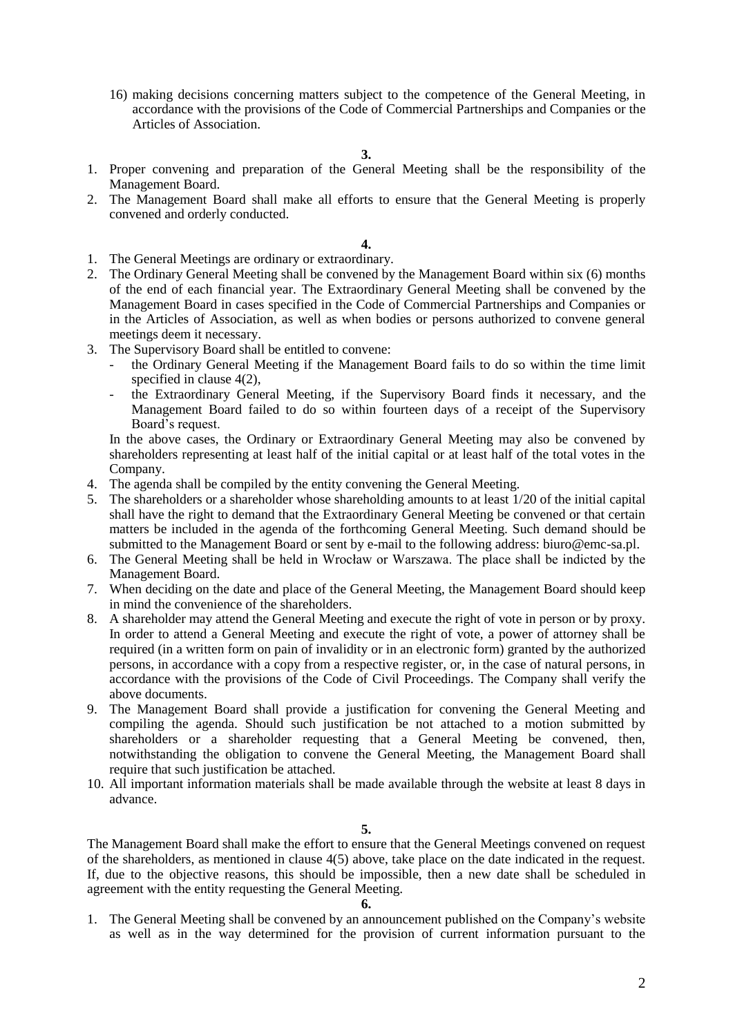16) making decisions concerning matters subject to the competence of the General Meeting, in accordance with the provisions of the Code of Commercial Partnerships and Companies or the Articles of Association.

**3.**

1. Proper convening and preparation of the General Meeting shall be the responsibility of the Management Board.
2. The Management Board shall make all efforts to ensure that the General Meeting is properly convened and orderly conducted.

**4.**

1. The General Meetings are ordinary or extraordinary.
2. The Ordinary General Meeting shall be convened by the Management Board within six (6) months of the end of each financial year. The Extraordinary General Meeting shall be convened by the Management Board in cases specified in the Code of Commercial Partnerships and Companies or in the Articles of Association, as well as when bodies or persons authorized to convene general meetings deem it necessary.
3. The Supervisory Board shall be entitled to convene:
   - the Ordinary General Meeting if the Management Board fails to do so within the time limit specified in clause 4(2),
   - the Extraordinary General Meeting, if the Supervisory Board finds it necessary, and the Management Board failed to do so within fourteen days of a receipt of the Supervisory Board's request.

   In the above cases, the Ordinary or Extraordinary General Meeting may also be convened by shareholders representing at least half of the initial capital or at least half of the total votes in the Company.
4. The agenda shall be compiled by the entity convening the General Meeting.
5. The shareholders or a shareholder whose shareholding amounts to at least 1/20 of the initial capital shall have the right to demand that the Extraordinary General Meeting be convened or that certain matters be included in the agenda of the forthcoming General Meeting. Such demand should be submitted to the Management Board or sent by e-mail to the following address: biuro@emc-sa.pl.
6. The General Meeting shall be held in Wrocław or Warszawa. The place shall be indicted by the Management Board.
7. When deciding on the date and place of the General Meeting, the Management Board should keep in mind the convenience of the shareholders.
8. A shareholder may attend the General Meeting and execute the right of vote in person or by proxy. In order to attend a General Meeting and execute the right of vote, a power of attorney shall be required (in a written form on pain of invalidity or in an electronic form) granted by the authorized persons, in accordance with a copy from a respective register, or, in the case of natural persons, in accordance with the provisions of the Code of Civil Proceedings. The Company shall verify the above documents.
9. The Management Board shall provide a justification for convening the General Meeting and compiling the agenda. Should such justification be not attached to a motion submitted by shareholders or a shareholder requesting that a General Meeting be convened, then, notwithstanding the obligation to convene the General Meeting, the Management Board shall require that such justification be attached.
10. All important information materials shall be made available through the website at least 8 days in advance.

**5.**

The Management Board shall make the effort to ensure that the General Meetings convened on request of the shareholders, as mentioned in clause 4(5) above, take place on the date indicated in the request. If, due to the objective reasons, this should be impossible, then a new date shall be scheduled in agreement with the entity requesting the General Meeting.

**6.**

1. The General Meeting shall be convened by an announcement published on the Company's website as well as in the way determined for the provision of current information pursuant to the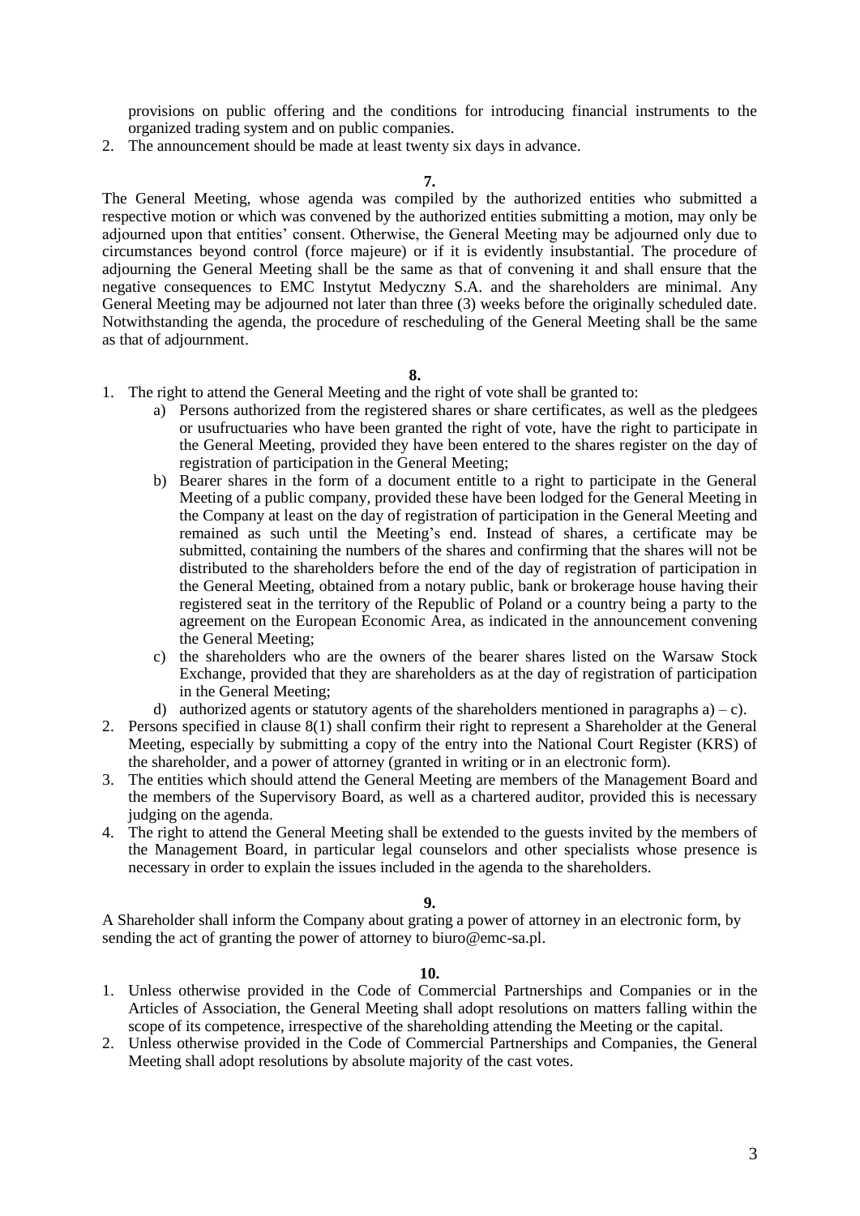provisions on public offering and the conditions for introducing financial instruments to the organized trading system and on public companies.

2. The announcement should be made at least twenty six days in advance.

**7.**

The General Meeting, whose agenda was compiled by the authorized entities who submitted a respective motion or which was convened by the authorized entities submitting a motion, may only be adjourned upon that entities' consent. Otherwise, the General Meeting may be adjourned only due to circumstances beyond control (force majeure) or if it is evidently insubstantial. The procedure of adjourning the General Meeting shall be the same as that of convening it and shall ensure that the negative consequences to EMC Instytut Medyczny S.A. and the shareholders are minimal. Any General Meeting may be adjourned not later than three (3) weeks before the originally scheduled date. Notwithstanding the agenda, the procedure of rescheduling of the General Meeting shall be the same as that of adjournment.

**8.**

1. The right to attend the General Meeting and the right of vote shall be granted to:
   a) Persons authorized from the registered shares or share certificates, as well as the pledgees or usufructuaries who have been granted the right of vote, have the right to participate in the General Meeting, provided they have been entered to the shares register on the day of registration of participation in the General Meeting;
   b) Bearer shares in the form of a document entitle to a right to participate in the General Meeting of a public company, provided these have been lodged for the General Meeting in the Company at least on the day of registration of participation in the General Meeting and remained as such until the Meeting's end. Instead of shares, a certificate may be submitted, containing the numbers of the shares and confirming that the shares will not be distributed to the shareholders before the end of the day of registration of participation in the General Meeting, obtained from a notary public, bank or brokerage house having their registered seat in the territory of the Republic of Poland or a country being a party to the agreement on the European Economic Area, as indicated in the announcement convening the General Meeting;
   c) the shareholders who are the owners of the bearer shares listed on the Warsaw Stock Exchange, provided that they are shareholders as at the day of registration of participation in the General Meeting;
   d) authorized agents or statutory agents of the shareholders mentioned in paragraphs a) – c).
2. Persons specified in clause 8(1) shall confirm their right to represent a Shareholder at the General Meeting, especially by submitting a copy of the entry into the National Court Register (KRS) of the shareholder, and a power of attorney (granted in writing or in an electronic form).
3. The entities which should attend the General Meeting are members of the Management Board and the members of the Supervisory Board, as well as a chartered auditor, provided this is necessary judging on the agenda.
4. The right to attend the General Meeting shall be extended to the guests invited by the members of the Management Board, in particular legal counselors and other specialists whose presence is necessary in order to explain the issues included in the agenda to the shareholders.

**9.**

A Shareholder shall inform the Company about grating a power of attorney in an electronic form, by sending the act of granting the power of attorney to biuro@emc-sa.pl.

**10.**

1. Unless otherwise provided in the Code of Commercial Partnerships and Companies or in the Articles of Association, the General Meeting shall adopt resolutions on matters falling within the scope of its competence, irrespective of the shareholding attending the Meeting or the capital.
2. Unless otherwise provided in the Code of Commercial Partnerships and Companies, the General Meeting shall adopt resolutions by absolute majority of the cast votes.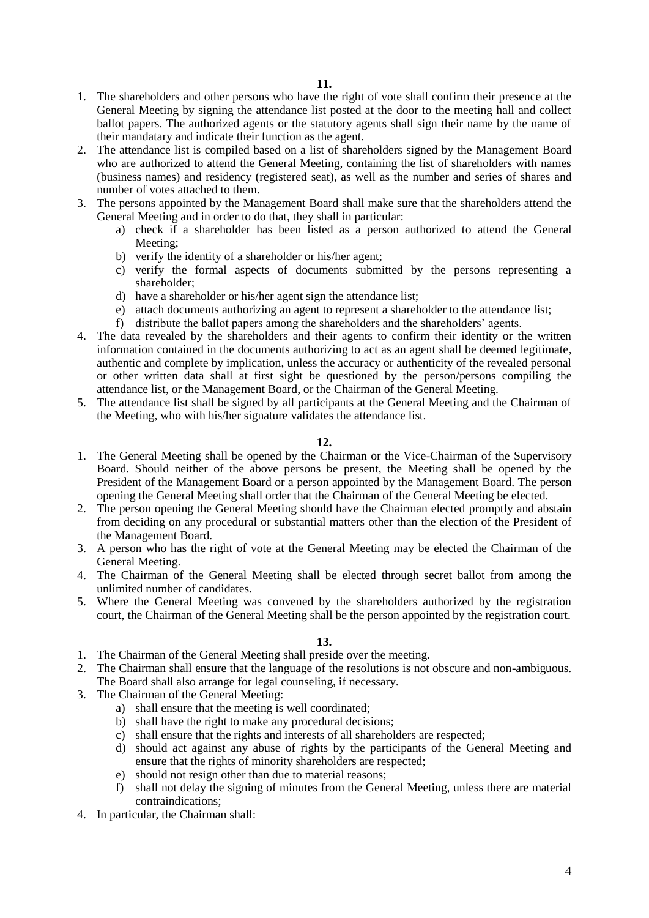**11.**

1. The shareholders and other persons who have the right of vote shall confirm their presence at the General Meeting by signing the attendance list posted at the door to the meeting hall and collect ballot papers. The authorized agents or the statutory agents shall sign their name by the name of their mandatary and indicate their function as the agent.
2. The attendance list is compiled based on a list of shareholders signed by the Management Board who are authorized to attend the General Meeting, containing the list of shareholders with names (business names) and residency (registered seat), as well as the number and series of shares and number of votes attached to them.
3. The persons appointed by the Management Board shall make sure that the shareholders attend the General Meeting and in order to do that, they shall in particular:
   a) check if a shareholder has been listed as a person authorized to attend the General Meeting;
   b) verify the identity of a shareholder or his/her agent;
   c) verify the formal aspects of documents submitted by the persons representing a shareholder;
   d) have a shareholder or his/her agent sign the attendance list;
   e) attach documents authorizing an agent to represent a shareholder to the attendance list;
   f) distribute the ballot papers among the shareholders and the shareholders' agents.
4. The data revealed by the shareholders and their agents to confirm their identity or the written information contained in the documents authorizing to act as an agent shall be deemed legitimate, authentic and complete by implication, unless the accuracy or authenticity of the revealed personal or other written data shall at first sight be questioned by the person/persons compiling the attendance list, or the Management Board, or the Chairman of the General Meeting.
5. The attendance list shall be signed by all participants at the General Meeting and the Chairman of the Meeting, who with his/her signature validates the attendance list.

**12.**

1. The General Meeting shall be opened by the Chairman or the Vice-Chairman of the Supervisory Board. Should neither of the above persons be present, the Meeting shall be opened by the President of the Management Board or a person appointed by the Management Board. The person opening the General Meeting shall order that the Chairman of the General Meeting be elected.
2. The person opening the General Meeting should have the Chairman elected promptly and abstain from deciding on any procedural or substantial matters other than the election of the President of the Management Board.
3. A person who has the right of vote at the General Meeting may be elected the Chairman of the General Meeting.
4. The Chairman of the General Meeting shall be elected through secret ballot from among the unlimited number of candidates.
5. Where the General Meeting was convened by the shareholders authorized by the registration court, the Chairman of the General Meeting shall be the person appointed by the registration court.

**13.**

1. The Chairman of the General Meeting shall preside over the meeting.
2. The Chairman shall ensure that the language of the resolutions is not obscure and non-ambiguous. The Board shall also arrange for legal counseling, if necessary.
3. The Chairman of the General Meeting:
   a) shall ensure that the meeting is well coordinated;
   b) shall have the right to make any procedural decisions;
   c) shall ensure that the rights and interests of all shareholders are respected;
   d) should act against any abuse of rights by the participants of the General Meeting and ensure that the rights of minority shareholders are respected;
   e) should not resign other than due to material reasons;
   f) shall not delay the signing of minutes from the General Meeting, unless there are material contraindications;
4. In particular, the Chairman shall: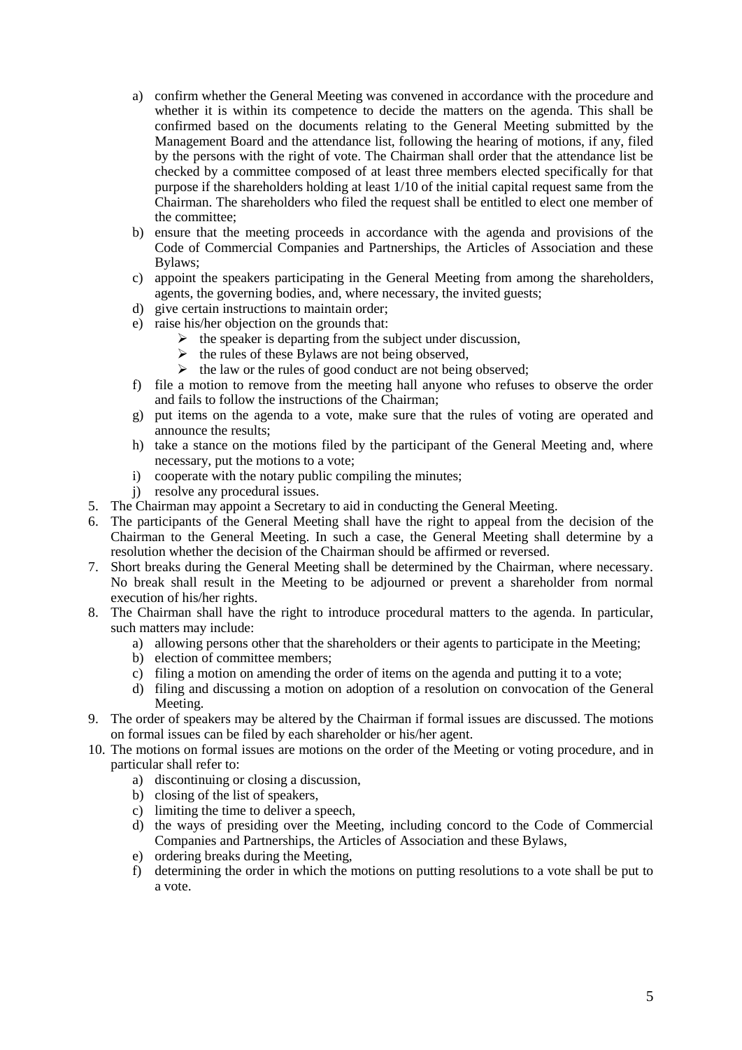a) confirm whether the General Meeting was convened in accordance with the procedure and whether it is within its competence to decide the matters on the agenda. This shall be confirmed based on the documents relating to the General Meeting submitted by the Management Board and the attendance list, following the hearing of motions, if any, filed by the persons with the right of vote. The Chairman shall order that the attendance list be checked by a committee composed of at least three members elected specifically for that purpose if the shareholders holding at least 1/10 of the initial capital request same from the Chairman. The shareholders who filed the request shall be entitled to elect one member of the committee;
b) ensure that the meeting proceeds in accordance with the agenda and provisions of the Code of Commercial Companies and Partnerships, the Articles of Association and these Bylaws;
c) appoint the speakers participating in the General Meeting from among the shareholders, agents, the governing bodies, and, where necessary, the invited guests;
d) give certain instructions to maintain order;
e) raise his/her objection on the grounds that:
   - the speaker is departing from the subject under discussion,
   - the rules of these Bylaws are not being observed,
   - the law or the rules of good conduct are not being observed;
f) file a motion to remove from the meeting hall anyone who refuses to observe the order and fails to follow the instructions of the Chairman;
g) put items on the agenda to a vote, make sure that the rules of voting are operated and announce the results;
h) take a stance on the motions filed by the participant of the General Meeting and, where necessary, put the motions to a vote;
i) cooperate with the notary public compiling the minutes;
j) resolve any procedural issues.

5. The Chairman may appoint a Secretary to aid in conducting the General Meeting.
6. The participants of the General Meeting shall have the right to appeal from the decision of the Chairman to the General Meeting. In such a case, the General Meeting shall determine by a resolution whether the decision of the Chairman should be affirmed or reversed.
7. Short breaks during the General Meeting shall be determined by the Chairman, where necessary. No break shall result in the Meeting to be adjourned or prevent a shareholder from normal execution of his/her rights.
8. The Chairman shall have the right to introduce procedural matters to the agenda. In particular, such matters may include:
   a) allowing persons other that the shareholders or their agents to participate in the Meeting;
   b) election of committee members;
   c) filing a motion on amending the order of items on the agenda and putting it to a vote;
   d) filing and discussing a motion on adoption of a resolution on convocation of the General Meeting.
9. The order of speakers may be altered by the Chairman if formal issues are discussed. The motions on formal issues can be filed by each shareholder or his/her agent.
10. The motions on formal issues are motions on the order of the Meeting or voting procedure, and in particular shall refer to:
    a) discontinuing or closing a discussion,
    b) closing of the list of speakers,
    c) limiting the time to deliver a speech,
    d) the ways of presiding over the Meeting, including concord to the Code of Commercial Companies and Partnerships, the Articles of Association and these Bylaws,
    e) ordering breaks during the Meeting,
    f) determining the order in which the motions on putting resolutions to a vote shall be put to a vote.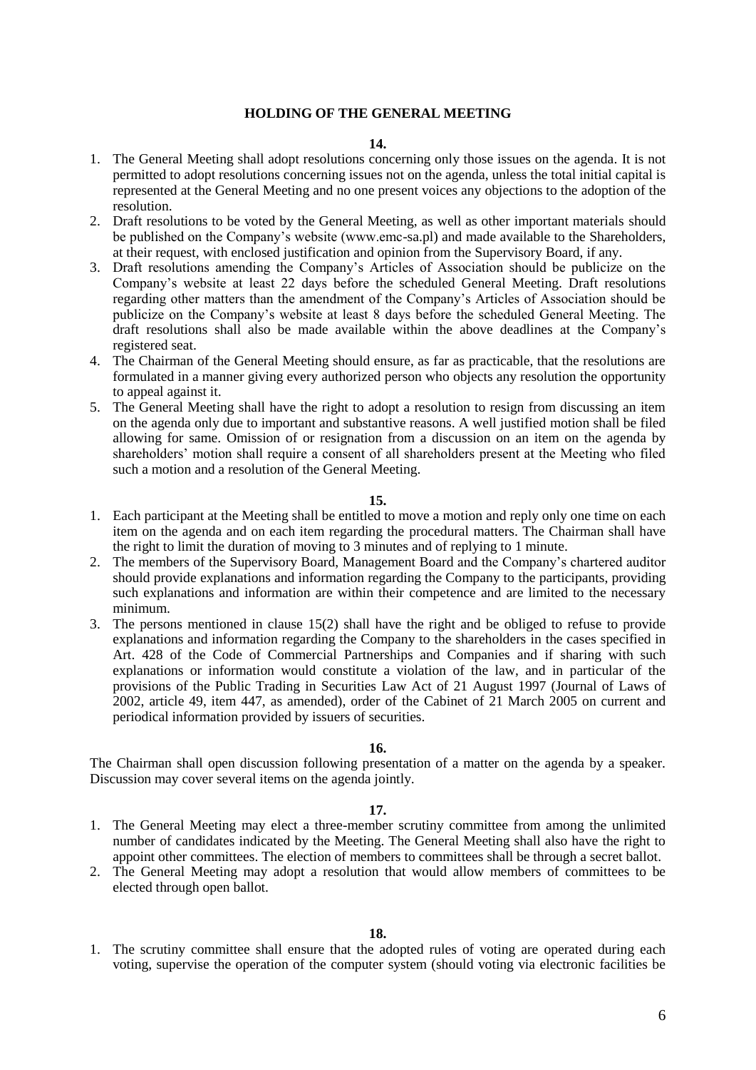## HOLDING OF THE GENERAL MEETING

**14.**

1. The General Meeting shall adopt resolutions concerning only those issues on the agenda. It is not permitted to adopt resolutions concerning issues not on the agenda, unless the total initial capital is represented at the General Meeting and no one present voices any objections to the adoption of the resolution.
2. Draft resolutions to be voted by the General Meeting, as well as other important materials should be published on the Company's website (www.emc-sa.pl) and made available to the Shareholders, at their request, with enclosed justification and opinion from the Supervisory Board, if any.
3. Draft resolutions amending the Company's Articles of Association should be publicize on the Company's website at least 22 days before the scheduled General Meeting. Draft resolutions regarding other matters than the amendment of the Company's Articles of Association should be publicize on the Company's website at least 8 days before the scheduled General Meeting. The draft resolutions shall also be made available within the above deadlines at the Company's registered seat.
4. The Chairman of the General Meeting should ensure, as far as practicable, that the resolutions are formulated in a manner giving every authorized person who objects any resolution the opportunity to appeal against it.
5. The General Meeting shall have the right to adopt a resolution to resign from discussing an item on the agenda only due to important and substantive reasons. A well justified motion shall be filed allowing for same. Omission of or resignation from a discussion on an item on the agenda by shareholders' motion shall require a consent of all shareholders present at the Meeting who filed such a motion and a resolution of the General Meeting.

**15.**

1. Each participant at the Meeting shall be entitled to move a motion and reply only one time on each item on the agenda and on each item regarding the procedural matters. The Chairman shall have the right to limit the duration of moving to 3 minutes and of replying to 1 minute.
2. The members of the Supervisory Board, Management Board and the Company's chartered auditor should provide explanations and information regarding the Company to the participants, providing such explanations and information are within their competence and are limited to the necessary minimum.
3. The persons mentioned in clause 15(2) shall have the right and be obliged to refuse to provide explanations and information regarding the Company to the shareholders in the cases specified in Art. 428 of the Code of Commercial Partnerships and Companies and if sharing with such explanations or information would constitute a violation of the law, and in particular of the provisions of the Public Trading in Securities Law Act of 21 August 1997 (Journal of Laws of 2002, article 49, item 447, as amended), order of the Cabinet of 21 March 2005 on current and periodical information provided by issuers of securities.

**16.**

The Chairman shall open discussion following presentation of a matter on the agenda by a speaker. Discussion may cover several items on the agenda jointly.

**17.**

1. The General Meeting may elect a three-member scrutiny committee from among the unlimited number of candidates indicated by the Meeting. The General Meeting shall also have the right to appoint other committees. The election of members to committees shall be through a secret ballot.
2. The General Meeting may adopt a resolution that would allow members of committees to be elected through open ballot.

**18.**

1. The scrutiny committee shall ensure that the adopted rules of voting are operated during each voting, supervise the operation of the computer system (should voting via electronic facilities be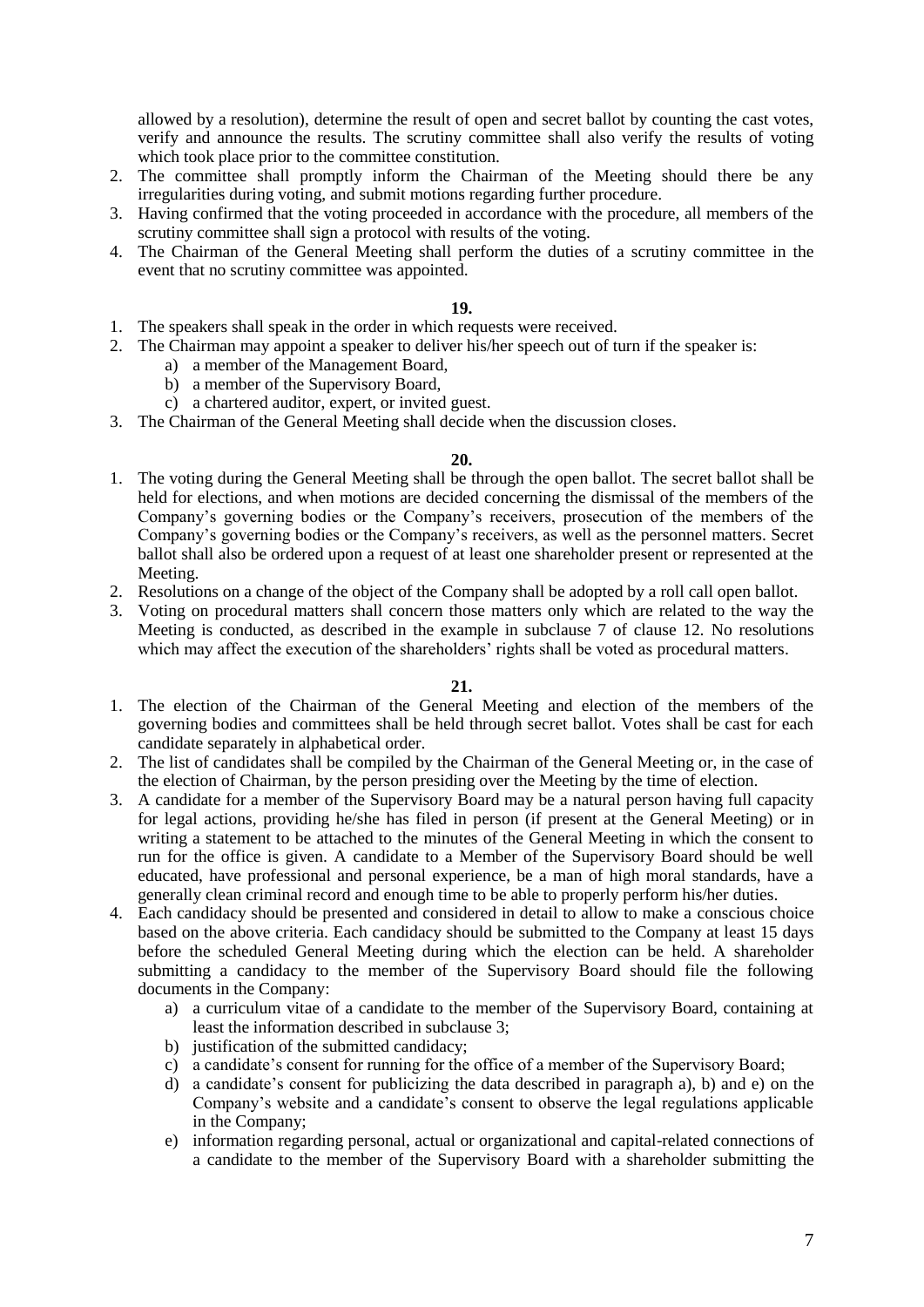allowed by a resolution), determine the result of open and secret ballot by counting the cast votes, verify and announce the results. The scrutiny committee shall also verify the results of voting which took place prior to the committee constitution.

2. The committee shall promptly inform the Chairman of the Meeting should there be any irregularities during voting, and submit motions regarding further procedure.
3. Having confirmed that the voting proceeded in accordance with the procedure, all members of the scrutiny committee shall sign a protocol with results of the voting.
4. The Chairman of the General Meeting shall perform the duties of a scrutiny committee in the event that no scrutiny committee was appointed.

**19.**

1. The speakers shall speak in the order in which requests were received.
2. The Chairman may appoint a speaker to deliver his/her speech out of turn if the speaker is:
   a) a member of the Management Board,
   b) a member of the Supervisory Board,
   c) a chartered auditor, expert, or invited guest.
3. The Chairman of the General Meeting shall decide when the discussion closes.

**20.**

1. The voting during the General Meeting shall be through the open ballot. The secret ballot shall be held for elections, and when motions are decided concerning the dismissal of the members of the Company's governing bodies or the Company's receivers, prosecution of the members of the Company's governing bodies or the Company's receivers, as well as the personnel matters. Secret ballot shall also be ordered upon a request of at least one shareholder present or represented at the Meeting.
2. Resolutions on a change of the object of the Company shall be adopted by a roll call open ballot.
3. Voting on procedural matters shall concern those matters only which are related to the way the Meeting is conducted, as described in the example in subclause 7 of clause 12. No resolutions which may affect the execution of the shareholders' rights shall be voted as procedural matters.

**21.**

1. The election of the Chairman of the General Meeting and election of the members of the governing bodies and committees shall be held through secret ballot. Votes shall be cast for each candidate separately in alphabetical order.
2. The list of candidates shall be compiled by the Chairman of the General Meeting or, in the case of the election of Chairman, by the person presiding over the Meeting by the time of election.
3. A candidate for a member of the Supervisory Board may be a natural person having full capacity for legal actions, providing he/she has filed in person (if present at the General Meeting) or in writing a statement to be attached to the minutes of the General Meeting in which the consent to run for the office is given. A candidate to a Member of the Supervisory Board should be well educated, have professional and personal experience, be a man of high moral standards, have a generally clean criminal record and enough time to be able to properly perform his/her duties.
4. Each candidacy should be presented and considered in detail to allow to make a conscious choice based on the above criteria. Each candidacy should be submitted to the Company at least 15 days before the scheduled General Meeting during which the election can be held. A shareholder submitting a candidacy to the member of the Supervisory Board should file the following documents in the Company:
   a) a curriculum vitae of a candidate to the member of the Supervisory Board, containing at least the information described in subclause 3;
   b) justification of the submitted candidacy;
   c) a candidate's consent for running for the office of a member of the Supervisory Board;
   d) a candidate's consent for publicizing the data described in paragraph a), b) and e) on the Company's website and a candidate's consent to observe the legal regulations applicable in the Company;
   e) information regarding personal, actual or organizational and capital-related connections of a candidate to the member of the Supervisory Board with a shareholder submitting the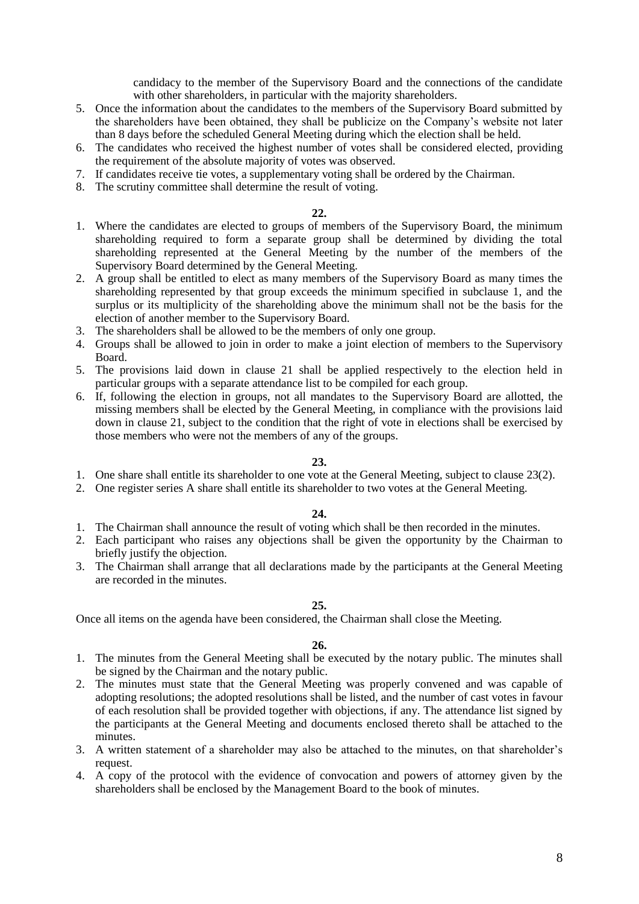candidacy to the member of the Supervisory Board and the connections of the candidate with other shareholders, in particular with the majority shareholders.

5. Once the information about the candidates to the members of the Supervisory Board submitted by the shareholders have been obtained, they shall be publicize on the Company's website not later than 8 days before the scheduled General Meeting during which the election shall be held.
6. The candidates who received the highest number of votes shall be considered elected, providing the requirement of the absolute majority of votes was observed.
7. If candidates receive tie votes, a supplementary voting shall be ordered by the Chairman.
8. The scrutiny committee shall determine the result of voting.

**22.**

1. Where the candidates are elected to groups of members of the Supervisory Board, the minimum shareholding required to form a separate group shall be determined by dividing the total shareholding represented at the General Meeting by the number of the members of the Supervisory Board determined by the General Meeting.
2. A group shall be entitled to elect as many members of the Supervisory Board as many times the shareholding represented by that group exceeds the minimum specified in subclause 1, and the surplus or its multiplicity of the shareholding above the minimum shall not be the basis for the election of another member to the Supervisory Board.
3. The shareholders shall be allowed to be the members of only one group.
4. Groups shall be allowed to join in order to make a joint election of members to the Supervisory Board.
5. The provisions laid down in clause 21 shall be applied respectively to the election held in particular groups with a separate attendance list to be compiled for each group.
6. If, following the election in groups, not all mandates to the Supervisory Board are allotted, the missing members shall be elected by the General Meeting, in compliance with the provisions laid down in clause 21, subject to the condition that the right of vote in elections shall be exercised by those members who were not the members of any of the groups.

**23.**

1. One share shall entitle its shareholder to one vote at the General Meeting, subject to clause 23(2).
2. One register series A share shall entitle its shareholder to two votes at the General Meeting.

**24.**

1. The Chairman shall announce the result of voting which shall be then recorded in the minutes.
2. Each participant who raises any objections shall be given the opportunity by the Chairman to briefly justify the objection.
3. The Chairman shall arrange that all declarations made by the participants at the General Meeting are recorded in the minutes.

**25.**

Once all items on the agenda have been considered, the Chairman shall close the Meeting.

**26.**

1. The minutes from the General Meeting shall be executed by the notary public. The minutes shall be signed by the Chairman and the notary public.
2. The minutes must state that the General Meeting was properly convened and was capable of adopting resolutions; the adopted resolutions shall be listed, and the number of cast votes in favour of each resolution shall be provided together with objections, if any. The attendance list signed by the participants at the General Meeting and documents enclosed thereto shall be attached to the minutes.
3. A written statement of a shareholder may also be attached to the minutes, on that shareholder's request.
4. A copy of the protocol with the evidence of convocation and powers of attorney given by the shareholders shall be enclosed by the Management Board to the book of minutes.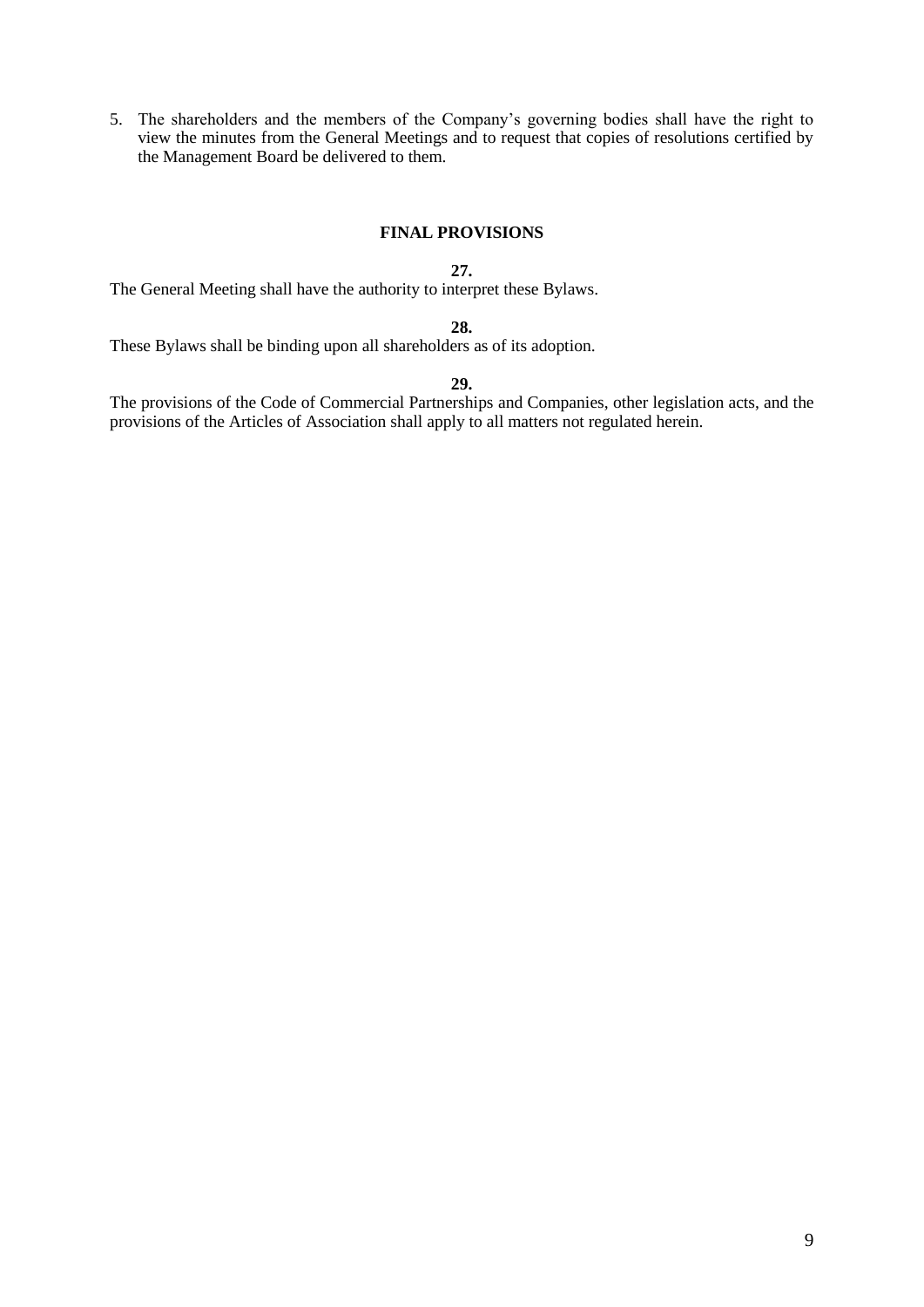5. The shareholders and the members of the Company's governing bodies shall have the right to view the minutes from the General Meetings and to request that copies of resolutions certified by the Management Board be delivered to them.

## FINAL PROVISIONS

**27.**

The General Meeting shall have the authority to interpret these Bylaws.

**28.**

These Bylaws shall be binding upon all shareholders as of its adoption.

**29.**

The provisions of the Code of Commercial Partnerships and Companies, other legislation acts, and the provisions of the Articles of Association shall apply to all matters not regulated herein.